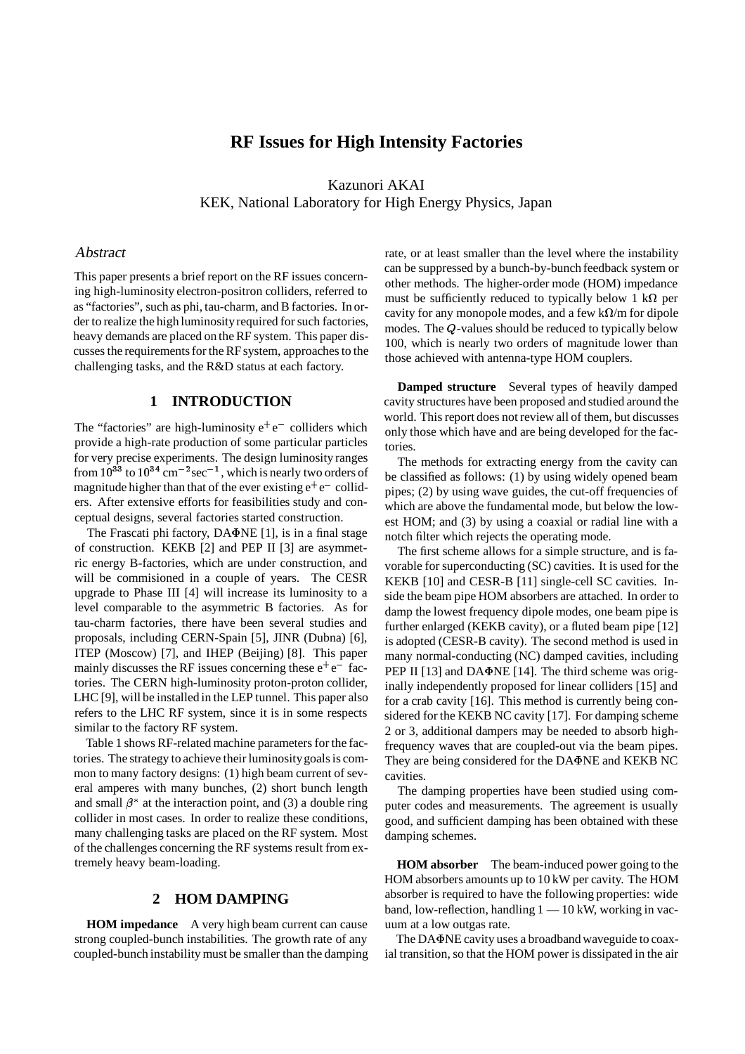# RF Issues for High Intensity Factories

Kazunori AKAI
KEK, National Laboratory for High Energy Physics, Japan

## Abstract

This paper presents a brief report on the RF issues concerning high-luminosity electron-positron colliders, referred to as "factories", such as phi, tau-charm, and B factories. In order to realize the high luminosity required for such factories, heavy demands are placed on the RF system. This paper discusses the requirements for the RF system, approaches to the challenging tasks, and the R&D status at each factory.

## 1 INTRODUCTION

The "factories" are high-luminosity $e^+e^-$ colliders which provide a high-rate production of some particular particles for very precise experiments. The design luminosity ranges from $10^{33}$ to $10^{34}$ $\mathrm{cm}^{-2}\mathrm{sec}^{-1}$, which is nearly two orders of magnitude higher than that of the ever existing $e^+e^-$ colliders. After extensive efforts for feasibilities study and conceptual designs, several factories started construction.

The Frascati phi factory, DAΦNE [1], is in a final stage of construction. KEKB [2] and PEP II [3] are asymmetric energy B-factories, which are under construction, and will be commisioned in a couple of years. The CESR upgrade to Phase III [4] will increase its luminosity to a level comparable to the asymmetric B factories. As for tau-charm factories, there have been several studies and proposals, including CERN-Spain [5], JINR (Dubna) [6], ITEP (Moscow) [7], and IHEP (Beijing) [8]. This paper mainly discusses the RF issues concerning these $e^+e^-$ factories. The CERN high-luminosity proton-proton collider, LHC [9], will be installed in the LEP tunnel. This paper also refers to the LHC RF system, since it is in some respects similar to the factory RF system.

Table 1 shows RF-related machine parameters for the factories. The strategy to achieve their luminosity goals is common to many factory designs: (1) high beam current of several amperes with many bunches, (2) short bunch length and small $\beta^*$ at the interaction point, and (3) a double ring collider in most cases. In order to realize these conditions, many challenging tasks are placed on the RF system. Most of the challenges concerning the RF systems result from extremely heavy beam-loading.

## 2 HOM DAMPING

**HOM impedance** A very high beam current can cause strong coupled-bunch instabilities. The growth rate of any coupled-bunch instability must be smaller than the damping rate, or at least smaller than the level where the instability can be suppressed by a bunch-by-bunch feedback system or other methods. The higher-order mode (HOM) impedance must be sufficiently reduced to typically below 1 kΩ per cavity for any monopole modes, and a few kΩ/m for dipole modes. The $Q$-values should be reduced to typically below 100, which is nearly two orders of magnitude lower than those achieved with antenna-type HOM couplers.

**Damped structure** Several types of heavily damped cavity structures have been proposed and studied around the world. This report does not review all of them, but discusses only those which have and are being developed for the factories.

The methods for extracting energy from the cavity can be classified as follows: (1) by using widely opened beam pipes; (2) by using wave guides, the cut-off frequencies of which are above the fundamental mode, but below the lowest HOM; and (3) by using a coaxial or radial line with a notch filter which rejects the operating mode.

The first scheme allows for a simple structure, and is favorable for superconducting (SC) cavities. It is used for the KEKB [10] and CESR-B [11] single-cell SC cavities. Inside the beam pipe HOM absorbers are attached. In order to damp the lowest frequency dipole modes, one beam pipe is further enlarged (KEKB cavity), or a fluted beam pipe [12] is adopted (CESR-B cavity). The second method is used in many normal-conducting (NC) damped cavities, including PEP II [13] and DAΦNE [14]. The third scheme was originally independently proposed for linear colliders [15] and for a crab cavity [16]. This method is currently being considered for the KEKB NC cavity [17]. For damping scheme 2 or 3, additional dampers may be needed to absorb high-frequency waves that are coupled-out via the beam pipes. They are being considered for the DAΦNE and KEKB NC cavities.

The damping properties have been studied using computer codes and measurements. The agreement is usually good, and sufficient damping has been obtained with these damping schemes.

**HOM absorber** The beam-induced power going to the HOM absorbers amounts up to 10 kW per cavity. The HOM absorber is required to have the following properties: wide band, low-reflection, handling 1 — 10 kW, working in vacuum at a low outgas rate.

The DAΦNE cavity uses a broadband waveguide to coaxial transition, so that the HOM power is dissipated in the air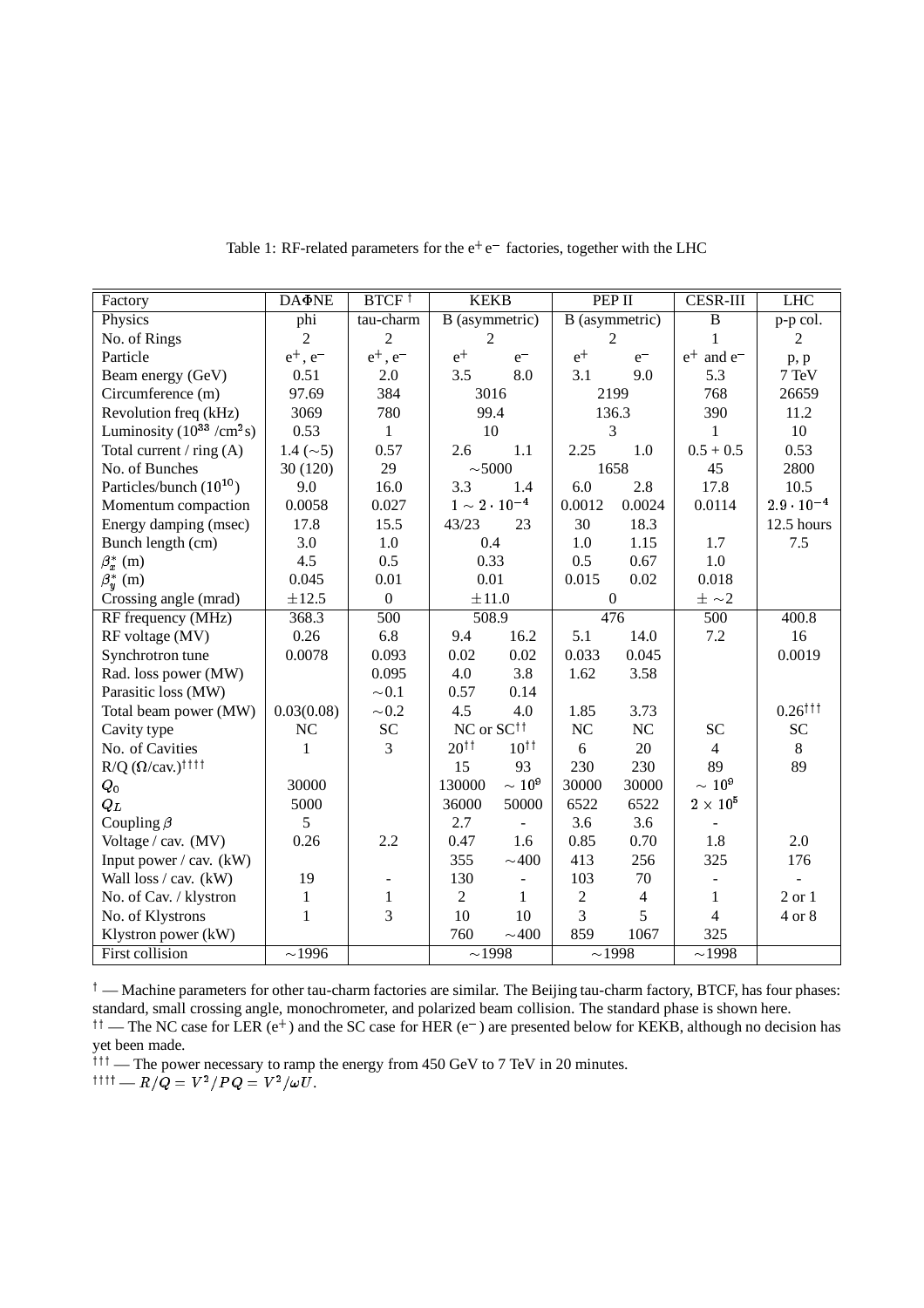Table 1: RF-related parameters for the $e^+e^-$ factories, together with the LHC

| Factory | DAΦNE | BTCF † | KEKB | | PEP II | | CESR-III | LHC |
|---|---|---|---|---|---|---|---|---|
| Physics | phi | tau-charm | B (asymmetric) | | B (asymmetric) | | B | p-p col. |
| No. of Rings | 2 | 2 | 2 | | 2 | | 1 | 2 |
| Particle | $e^+$, $e^-$ | $e^+$, $e^-$ | $e^+$ | $e^-$ | $e^+$ | $e^-$ | $e^+$ and $e^-$ | p, p |
| Beam energy (GeV) | 0.51 | 2.0 | 3.5 | 8.0 | 3.1 | 9.0 | 5.3 | 7 TeV |
| Circumference (m) | 97.69 | 384 | 3016 | | 2199 | | 768 | 26659 |
| Revolution freq (kHz) | 3069 | 780 | 99.4 | | 136.3 | | 390 | 11.2 |
| Luminosity ($10^{33}$ /cm$^2$s) | 0.53 | 1 | 10 | | 3 | | 1 | 10 |
| Total current / ring (A) | 1.4 (∼5) | 0.57 | 2.6 | 1.1 | 2.25 | 1.0 | 0.5 + 0.5 | 0.53 |
| No. of Bunches | 30 (120) | 29 | ∼5000 | | 1658 | | 45 | 2800 |
| Particles/bunch ($10^{10}$) | 9.0 | 16.0 | 3.3 | 1.4 | 6.0 | 2.8 | 17.8 | 10.5 |
| Momentum compaction | 0.0058 | 0.027 | $1 \sim 2 \cdot 10^{-4}$ | | 0.0012 | 0.0024 | 0.0114 | $2.9 \cdot 10^{-4}$ |
| Energy damping (msec) | 17.8 | 15.5 | 43/23 | 23 | 30 | 18.3 | | 12.5 hours |
| Bunch length (cm) | 3.0 | 1.0 | 0.4 | | 1.0 | 1.15 | 1.7 | 7.5 |
| $\beta_x^*$ (m) | 4.5 | 0.5 | 0.33 | | 0.5 | 0.67 | 1.0 | |
| $\beta_y^*$ (m) | 0.045 | 0.01 | 0.01 | | 0.015 | 0.02 | 0.018 | |
| Crossing angle (mrad) | ±12.5 | 0 | ±11.0 | | 0 | | ± ∼2 | |
| RF frequency (MHz) | 368.3 | 500 | 508.9 | | 476 | | 500 | 400.8 |
| RF voltage (MV) | 0.26 | 6.8 | 9.4 | 16.2 | 5.1 | 14.0 | 7.2 | 16 |
| Synchrotron tune | 0.0078 | 0.093 | 0.02 | 0.02 | 0.033 | 0.045 | | 0.0019 |
| Rad. loss power (MW) | | 0.095 | 4.0 | 3.8 | 1.62 | 3.58 | | |
| Parasitic loss (MW) | | ∼0.1 | 0.57 | 0.14 | | | | |
| Total beam power (MW) | 0.03(0.08) | ∼0.2 | 4.5 | 4.0 | 1.85 | 3.73 | | 0.26††† |
| Cavity type | NC | SC | NC or SC†† | | NC | NC | SC | SC |
| No. of Cavities | 1 | 3 | 20†† | 10†† | 6 | 20 | 4 | 8 |
| R/Q (Ω/cav.)†††† | | | 15 | 93 | 230 | 230 | 89 | 89 |
| $Q_0$ | 30000 | | 130000 | $\sim 10^9$ | 30000 | 30000 | $\sim 10^9$ | |
| $Q_L$ | 5000 | | 36000 | 50000 | 6522 | 6522 | $2 \times 10^5$ | |
| Coupling $\beta$ | 5 | | 2.7 | - | 3.6 | 3.6 | - | |
| Voltage / cav. (MV) | 0.26 | 2.2 | 0.47 | 1.6 | 0.85 | 0.70 | 1.8 | 2.0 |
| Input power / cav. (kW) | | | 355 | ∼400 | 413 | 256 | 325 | 176 |
| Wall loss / cav. (kW) | 19 | - | 130 | - | 103 | 70 | - | - |
| No. of Cav. / klystron | 1 | 1 | 2 | 1 | 2 | 4 | 1 | 2 or 1 |
| No. of Klystrons | 1 | 3 | 10 | 10 | 3 | 5 | 4 | 4 or 8 |
| Klystron power (kW) | | | 760 | ∼400 | 859 | 1067 | 325 | |
| First collision | ∼1996 | | ∼1998 | | ∼1998 | | ∼1998 | |

† — Machine parameters for other tau-charm factories are similar. The Beijing tau-charm factory, BTCF, has four phases: standard, small crossing angle, monochrometer, and polarized beam collision. The standard phase is shown here.

†† — The NC case for LER ($e^+$) and the SC case for HER ($e^-$) are presented below for KEKB, although no decision has yet been made.

††† — The power necessary to ramp the energy from 450 GeV to 7 TeV in 20 minutes.

†††† — $R/Q = V^2/PQ = V^2/\omega U$.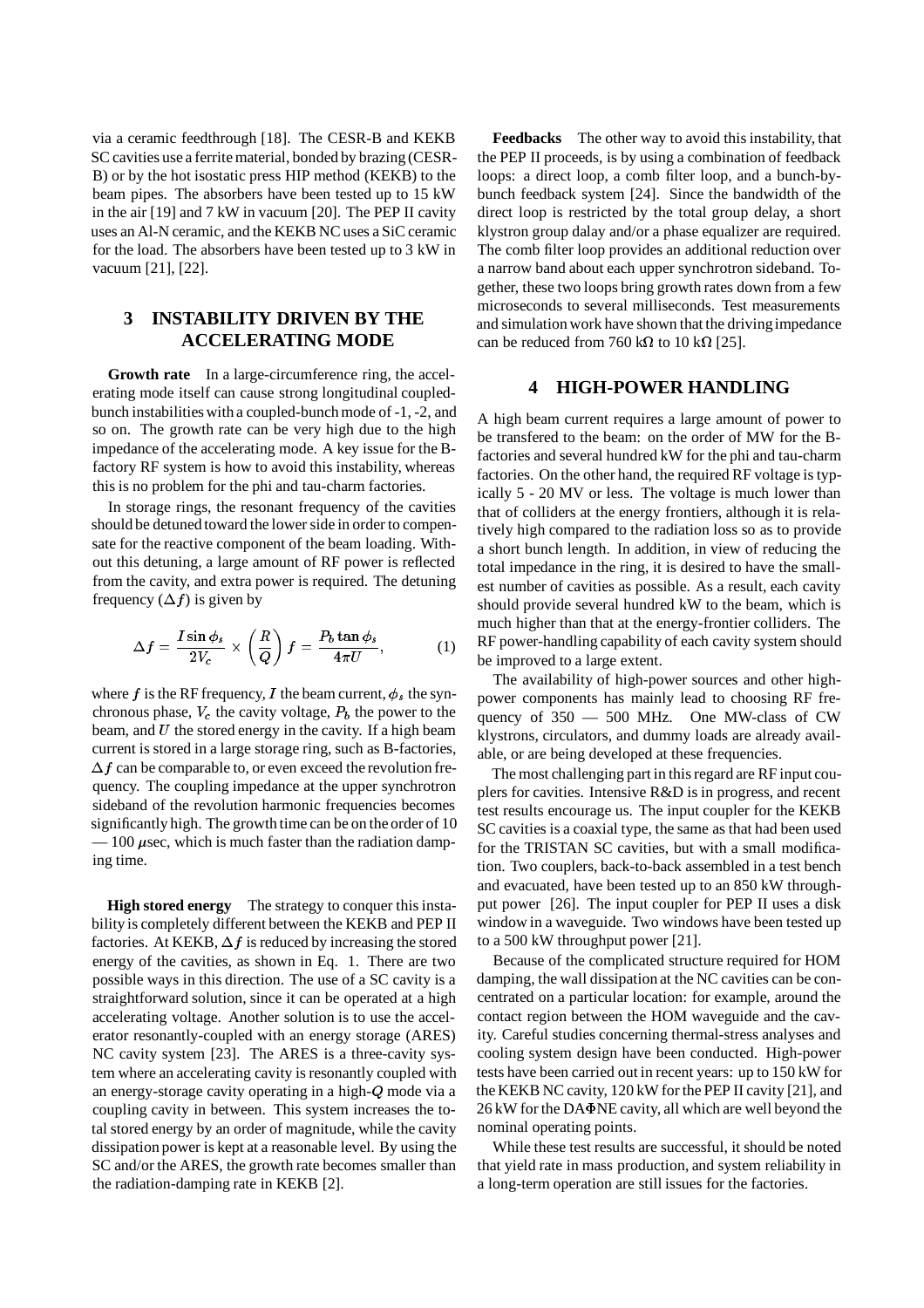via a ceramic feedthrough [18]. The CESR-B and KEKB SC cavities use a ferrite material, bonded by brazing (CESR-B) or by the hot isostatic press HIP method (KEKB) to the beam pipes. The absorbers have been tested up to 15 kW in the air [19] and 7 kW in vacuum [20]. The PEP II cavity uses an Al-N ceramic, and the KEKB NC uses a SiC ceramic for the load. The absorbers have been tested up to 3 kW in vacuum [21], [22].

## 3 INSTABILITY DRIVEN BY THE ACCELERATING MODE

**Growth rate** In a large-circumference ring, the accelerating mode itself can cause strong longitudinal coupled-bunch instabilities with a coupled-bunch mode of -1, -2, and so on. The growth rate can be very high due to the high impedance of the accelerating mode. A key issue for the B-factory RF system is how to avoid this instability, whereas this is no problem for the phi and tau-charm factories.

In storage rings, the resonant frequency of the cavities should be detuned toward the lower side in order to compensate for the reactive component of the beam loading. Without this detuning, a large amount of RF power is reflected from the cavity, and extra power is required. The detuning frequency ($\Delta f$) is given by

$$\Delta f = \frac{I \sin \phi_s}{2V_c} \times \left(\frac{R}{Q}\right) f = \frac{P_b \tan \phi_s}{4\pi U}, \qquad (1)$$

where $f$ is the RF frequency, $I$ the beam current, $\phi_s$ the synchronous phase, $V_c$ the cavity voltage, $P_b$ the power to the beam, and $U$ the stored energy in the cavity. If a high beam current is stored in a large storage ring, such as B-factories, $\Delta f$ can be comparable to, or even exceed the revolution frequency. The coupling impedance at the upper synchrotron sideband of the revolution harmonic frequencies becomes significantly high. The growth time can be on the order of 10 — 100 $\mu$sec, which is much faster than the radiation damping time.

**High stored energy** The strategy to conquer this instability is completely different between the KEKB and PEP II factories. At KEKB, $\Delta f$ is reduced by increasing the stored energy of the cavities, as shown in Eq. 1. There are two possible ways in this direction. The use of a SC cavity is a straightforward solution, since it can be operated at a high accelerating voltage. Another solution is to use the accelerator resonantly-coupled with an energy storage (ARES) NC cavity system [23]. The ARES is a three-cavity system where an accelerating cavity is resonantly coupled with an energy-storage cavity operating in a high-$Q$ mode via a coupling cavity in between. This system increases the total stored energy by an order of magnitude, while the cavity dissipation power is kept at a reasonable level. By using the SC and/or the ARES, the growth rate becomes smaller than the radiation-damping rate in KEKB [2].

**Feedbacks** The other way to avoid this instability, that the PEP II proceeds, is by using a combination of feedback loops: a direct loop, a comb filter loop, and a bunch-by-bunch feedback system [24]. Since the bandwidth of the direct loop is restricted by the total group delay, a short klystron group dalay and/or a phase equalizer are required. The comb filter loop provides an additional reduction over a narrow band about each upper synchrotron sideband. Together, these two loops bring growth rates down from a few microseconds to several milliseconds. Test measurements and simulation work have shown that the driving impedance can be reduced from 760 k$\Omega$ to 10 k$\Omega$ [25].

## 4 HIGH-POWER HANDLING

A high beam current requires a large amount of power to be transfered to the beam: on the order of MW for the B-factories and several hundred kW for the phi and tau-charm factories. On the other hand, the required RF voltage is typically 5 - 20 MV or less. The voltage is much lower than that of colliders at the energy frontiers, although it is relatively high compared to the radiation loss so as to provide a short bunch length. In addition, in view of reducing the total impedance in the ring, it is desired to have the smallest number of cavities as possible. As a result, each cavity should provide several hundred kW to the beam, which is much higher than that at the energy-frontier colliders. The RF power-handling capability of each cavity system should be improved to a large extent.

The availability of high-power sources and other high-power components has mainly lead to choosing RF frequency of 350 — 500 MHz. One MW-class of CW klystrons, circulators, and dummy loads are already available, or are being developed at these frequencies.

The most challenging part in this regard are RF input couplers for cavities. Intensive R&D is in progress, and recent test results encourage us. The input coupler for the KEKB SC cavities is a coaxial type, the same as that had been used for the TRISTAN SC cavities, but with a small modification. Two couplers, back-to-back assembled in a test bench and evacuated, have been tested up to an 850 kW throughput power [26]. The input coupler for PEP II uses a disk window in a waveguide. Two windows have been tested up to a 500 kW throughput power [21].

Because of the complicated structure required for HOM damping, the wall dissipation at the NC cavities can be concentrated on a particular location: for example, around the contact region between the HOM waveguide and the cavity. Careful studies concerning thermal-stress analyses and cooling system design have been conducted. High-power tests have been carried out in recent years: up to 150 kW for the KEKB NC cavity, 120 kW for the PEP II cavity [21], and 26 kW for the DA$\Phi$NE cavity, all which are well beyond the nominal operating points.

While these test results are successful, it should be noted that yield rate in mass production, and system reliability in a long-term operation are still issues for the factories.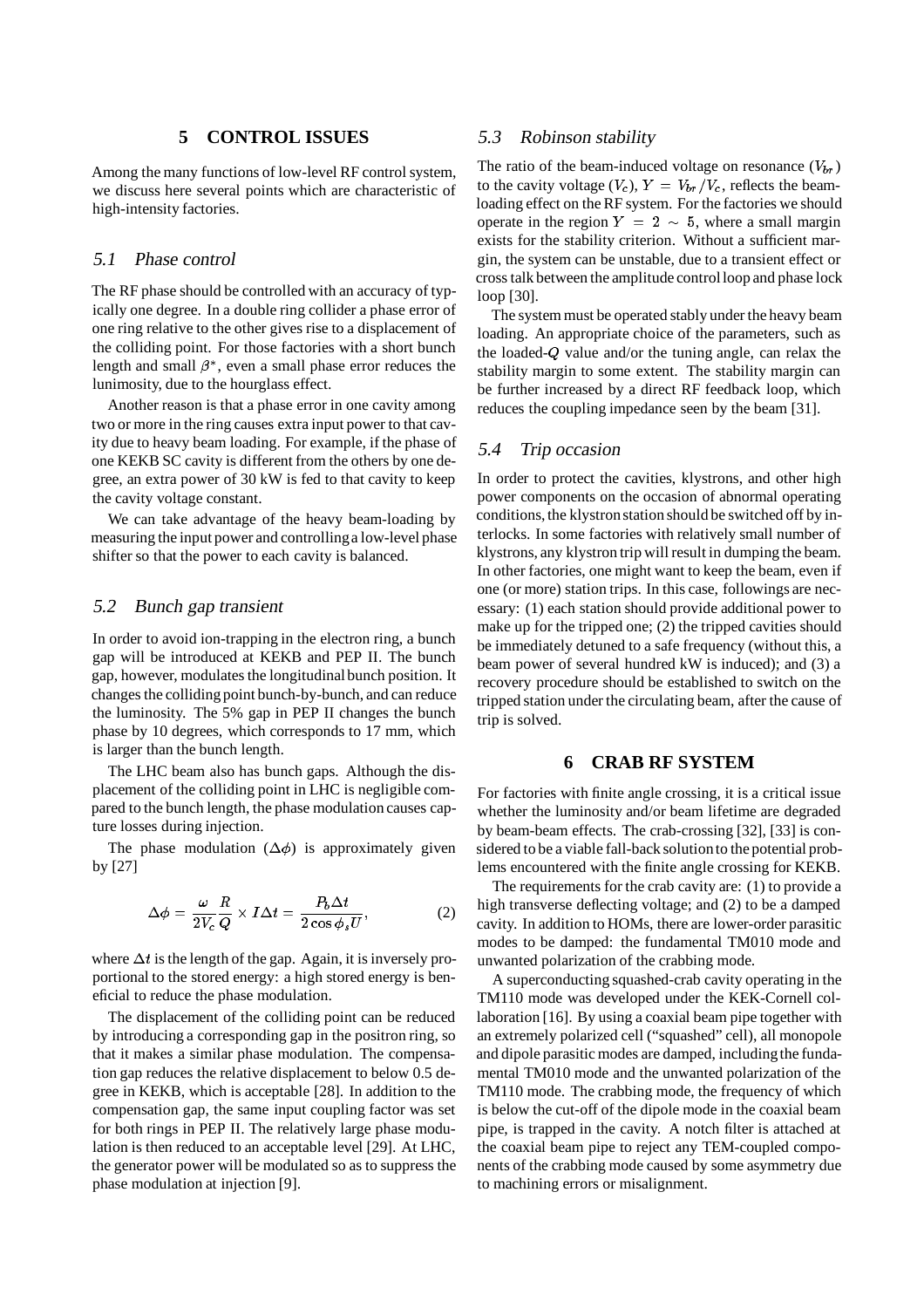## 5 CONTROL ISSUES

Among the many functions of low-level RF control system, we discuss here several points which are characteristic of high-intensity factories.

### 5.1 Phase control

The RF phase should be controlled with an accuracy of typically one degree. In a double ring collider a phase error of one ring relative to the other gives rise to a displacement of the colliding point. For those factories with a short bunch length and small $\beta^*$, even a small phase error reduces the lunimosity, due to the hourglass effect.

Another reason is that a phase error in one cavity among two or more in the ring causes extra input power to that cavity due to heavy beam loading. For example, if the phase of one KEKB SC cavity is different from the others by one degree, an extra power of 30 kW is fed to that cavity to keep the cavity voltage constant.

We can take advantage of the heavy beam-loading by measuring the input power and controlling a low-level phase shifter so that the power to each cavity is balanced.

### 5.2 Bunch gap transient

In order to avoid ion-trapping in the electron ring, a bunch gap will be introduced at KEKB and PEP II. The bunch gap, however, modulates the longitudinal bunch position. It changes the colliding point bunch-by-bunch, and can reduce the luminosity. The 5% gap in PEP II changes the bunch phase by 10 degrees, which corresponds to 17 mm, which is larger than the bunch length.

The LHC beam also has bunch gaps. Although the displacement of the colliding point in LHC is negligible compared to the bunch length, the phase modulation causes capture losses during injection.

The phase modulation ($\Delta\phi$) is approximately given by [27]

$$\Delta\phi = \frac{\omega}{2V_c}\frac{R}{Q} \times I\Delta t = \frac{P_b \Delta t}{2\cos\phi_s U}, \tag{2}$$

where $\Delta t$ is the length of the gap. Again, it is inversely proportional to the stored energy: a high stored energy is beneficial to reduce the phase modulation.

The displacement of the colliding point can be reduced by introducing a corresponding gap in the positron ring, so that it makes a similar phase modulation. The compensation gap reduces the relative displacement to below 0.5 degree in KEKB, which is acceptable [28]. In addition to the compensation gap, the same input coupling factor was set for both rings in PEP II. The relatively large phase modulation is then reduced to an acceptable level [29]. At LHC, the generator power will be modulated so as to suppress the phase modulation at injection [9].

### 5.3 Robinson stability

The ratio of the beam-induced voltage on resonance ($V_{br}$) to the cavity voltage ($V_c$), $Y = V_{br}/V_c$, reflects the beam-loading effect on the RF system. For the factories we should operate in the region $Y = 2 \sim 5$, where a small margin exists for the stability criterion. Without a sufficient margin, the system can be unstable, due to a transient effect or cross talk between the amplitude control loop and phase lock loop [30].

The system must be operated stably under the heavy beam loading. An appropriate choice of the parameters, such as the loaded-$Q$ value and/or the tuning angle, can relax the stability margin to some extent. The stability margin can be further increased by a direct RF feedback loop, which reduces the coupling impedance seen by the beam [31].

### 5.4 Trip occasion

In order to protect the cavities, klystrons, and other high power components on the occasion of abnormal operating conditions, the klystron station should be switched off by interlocks. In some factories with relatively small number of klystrons, any klystron trip will result in dumping the beam. In other factories, one might want to keep the beam, even if one (or more) station trips. In this case, followings are necessary: (1) each station should provide additional power to make up for the tripped one; (2) the tripped cavities should be immediately detuned to a safe frequency (without this, a beam power of several hundred kW is induced); and (3) a recovery procedure should be established to switch on the tripped station under the circulating beam, after the cause of trip is solved.

## 6 CRAB RF SYSTEM

For factories with finite angle crossing, it is a critical issue whether the luminosity and/or beam lifetime are degraded by beam-beam effects. The crab-crossing [32], [33] is considered to be a viable fall-back solution to the potential problems encountered with the finite angle crossing for KEKB.

The requirements for the crab cavity are: (1) to provide a high transverse deflecting voltage; and (2) to be a damped cavity. In addition to HOMs, there are lower-order parasitic modes to be damped: the fundamental TM010 mode and unwanted polarization of the crabbing mode.

A superconducting squashed-crab cavity operating in the TM110 mode was developed under the KEK-Cornell collaboration [16]. By using a coaxial beam pipe together with an extremely polarized cell ("squashed" cell), all monopole and dipole parasitic modes are damped, including the fundamental TM010 mode and the unwanted polarization of the TM110 mode. The crabbing mode, the frequency of which is below the cut-off of the dipole mode in the coaxial beam pipe, is trapped in the cavity. A notch filter is attached at the coaxial beam pipe to reject any TEM-coupled components of the crabbing mode caused by some asymmetry due to machining errors or misalignment.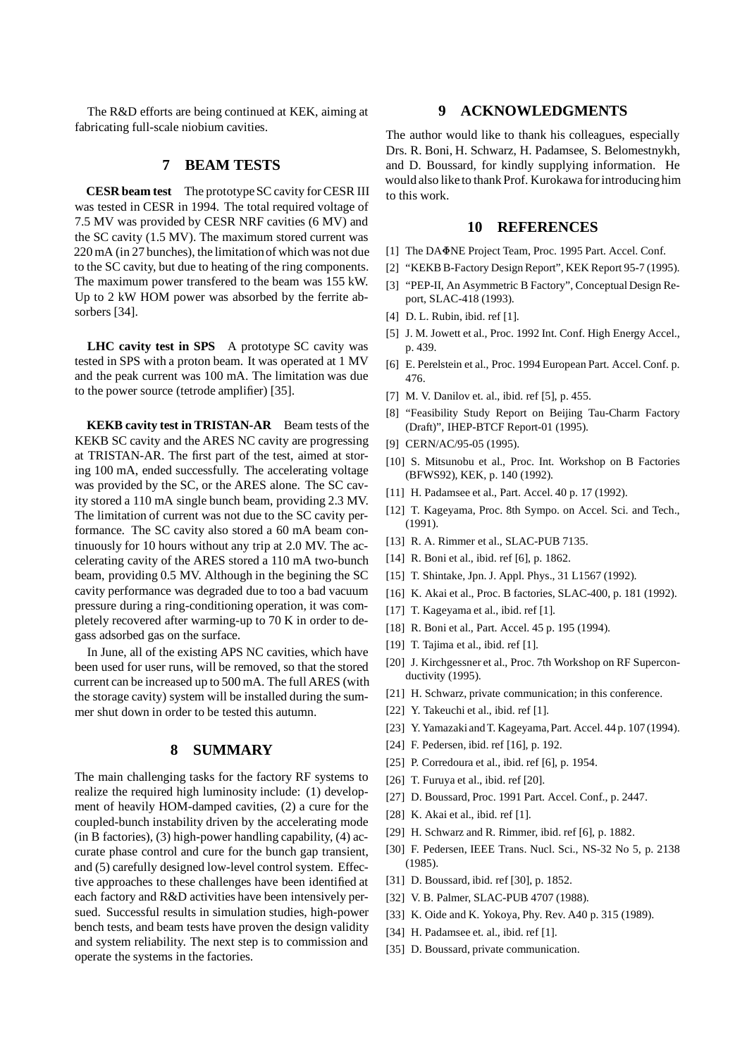The R&D efforts are being continued at KEK, aiming at fabricating full-scale niobium cavities.

## 7 BEAM TESTS

**CESR beam test** The prototype SC cavity for CESR III was tested in CESR in 1994. The total required voltage of 7.5 MV was provided by CESR NRF cavities (6 MV) and the SC cavity (1.5 MV). The maximum stored current was 220 mA (in 27 bunches), the limitation of which was not due to the SC cavity, but due to heating of the ring components. The maximum power transfered to the beam was 155 kW. Up to 2 kW HOM power was absorbed by the ferrite absorbers [34].

**LHC cavity test in SPS** A prototype SC cavity was tested in SPS with a proton beam. It was operated at 1 MV and the peak current was 100 mA. The limitation was due to the power source (tetrode amplifier) [35].

**KEKB cavity test in TRISTAN-AR** Beam tests of the KEKB SC cavity and the ARES NC cavity are progressing at TRISTAN-AR. The first part of the test, aimed at storing 100 mA, ended successfully. The accelerating voltage was provided by the SC, or the ARES alone. The SC cavity stored a 110 mA single bunch beam, providing 2.3 MV. The limitation of current was not due to the SC cavity performance. The SC cavity also stored a 60 mA beam continuously for 10 hours without any trip at 2.0 MV. The accelerating cavity of the ARES stored a 110 mA two-bunch beam, providing 0.5 MV. Although in the begining the SC cavity performance was degraded due to too a bad vacuum pressure during a ring-conditioning operation, it was completely recovered after warming-up to 70 K in order to degass adsorbed gas on the surface.

In June, all of the existing APS NC cavities, which have been used for user runs, will be removed, so that the stored current can be increased up to 500 mA. The full ARES (with the storage cavity) system will be installed during the summer shut down in order to be tested this autumn.

## 8 SUMMARY

The main challenging tasks for the factory RF systems to realize the required high luminosity include: (1) development of heavily HOM-damped cavities, (2) a cure for the coupled-bunch instability driven by the accelerating mode (in B factories), (3) high-power handling capability, (4) accurate phase control and cure for the bunch gap transient, and (5) carefully designed low-level control system. Effective approaches to these challenges have been identified at each factory and R&D activities have been intensively persued. Successful results in simulation studies, high-power bench tests, and beam tests have proven the design validity and system reliability. The next step is to commission and operate the systems in the factories.

## 9 ACKNOWLEDGMENTS

The author would like to thank his colleagues, especially Drs. R. Boni, H. Schwarz, H. Padamsee, S. Belomestnykh, and D. Boussard, for kindly supplying information. He would also like to thank Prof. Kurokawa for introducing him to this work.

## 10 REFERENCES

[1] The DAΦNE Project Team, Proc. 1995 Part. Accel. Conf.

[2] "KEKB B-Factory Design Report", KEK Report 95-7 (1995).

[3] "PEP-II, An Asymmetric B Factory", Conceptual Design Report, SLAC-418 (1993).

[4] D. L. Rubin, ibid. ref [1].

[5] J. M. Jowett et al., Proc. 1992 Int. Conf. High Energy Accel., p. 439.

[6] E. Perelstein et al., Proc. 1994 European Part. Accel. Conf. p. 476.

[7] M. V. Danilov et. al., ibid. ref [5], p. 455.

[8] "Feasibility Study Report on Beijing Tau-Charm Factory (Draft)", IHEP-BTCF Report-01 (1995).

[9] CERN/AC/95-05 (1995).

[10] S. Mitsunobu et al., Proc. Int. Workshop on B Factories (BFWS92), KEK, p. 140 (1992).

[11] H. Padamsee et al., Part. Accel. 40 p. 17 (1992).

[12] T. Kageyama, Proc. 8th Sympo. on Accel. Sci. and Tech., (1991).

[13] R. A. Rimmer et al., SLAC-PUB 7135.

[14] R. Boni et al., ibid. ref [6], p. 1862.

[15] T. Shintake, Jpn. J. Appl. Phys., 31 L1567 (1992).

[16] K. Akai et al., Proc. B factories, SLAC-400, p. 181 (1992).

[17] T. Kageyama et al., ibid. ref [1].

[18] R. Boni et al., Part. Accel. 45 p. 195 (1994).

[19] T. Tajima et al., ibid. ref [1].

[20] J. Kirchgessner et al., Proc. 7th Workshop on RF Superconductivity (1995).

[21] H. Schwarz, private communication; in this conference.

[22] Y. Takeuchi et al., ibid. ref [1].

[23] Y. Yamazaki and T. Kageyama, Part. Accel. 44 p. 107 (1994).

[24] F. Pedersen, ibid. ref [16], p. 192.

[25] P. Corredoura et al., ibid. ref [6], p. 1954.

[26] T. Furuya et al., ibid. ref [20].

[27] D. Boussard, Proc. 1991 Part. Accel. Conf., p. 2447.

[28] K. Akai et al., ibid. ref [1].

[29] H. Schwarz and R. Rimmer, ibid. ref [6], p. 1882.

[30] F. Pedersen, IEEE Trans. Nucl. Sci., NS-32 No 5, p. 2138 (1985).

[31] D. Boussard, ibid. ref [30], p. 1852.

[32] V. B. Palmer, SLAC-PUB 4707 (1988).

[33] K. Oide and K. Yokoya, Phy. Rev. A40 p. 315 (1989).

[34] H. Padamsee et. al., ibid. ref [1].

[35] D. Boussard, private communication.